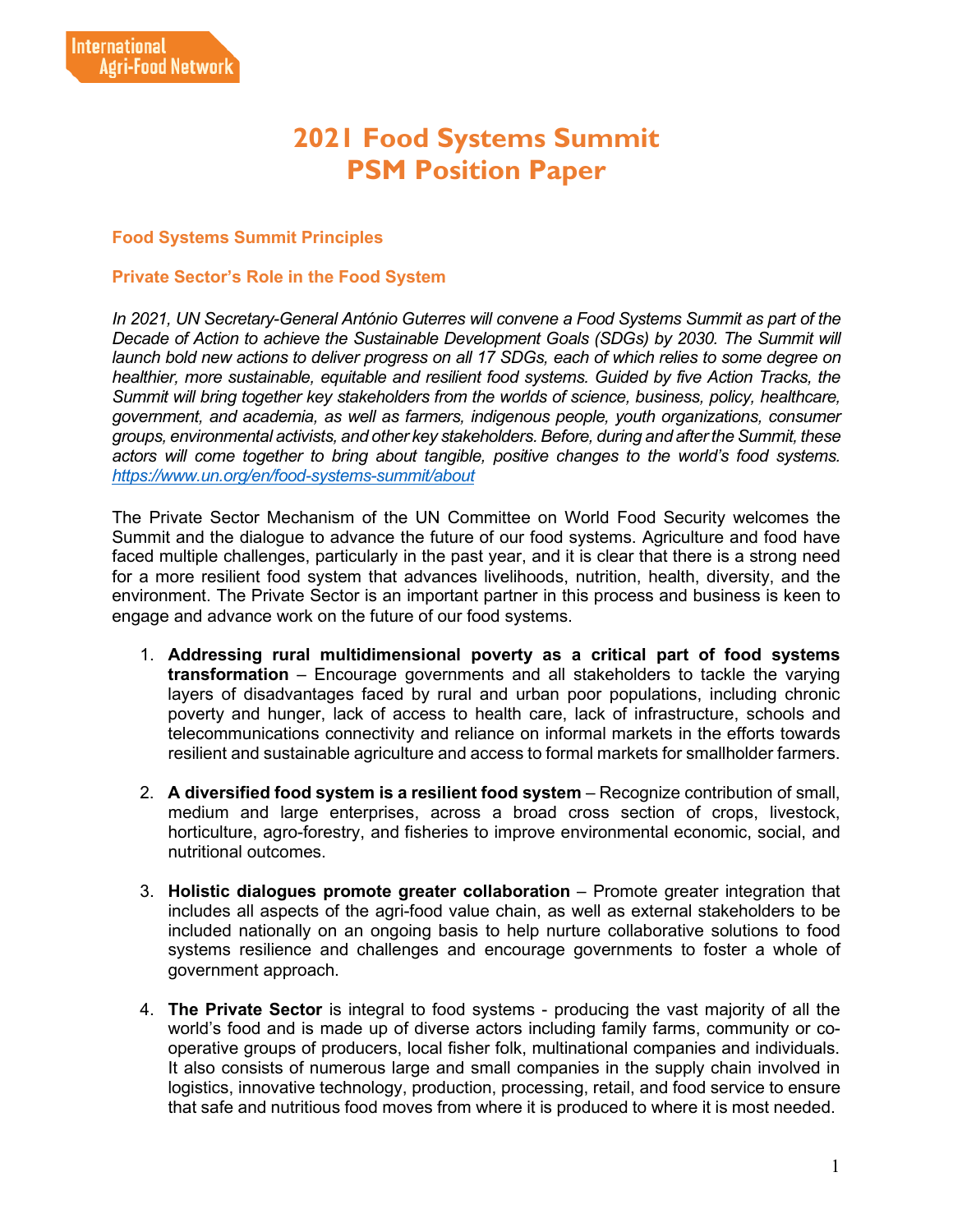International Agri-Food Network

# 2021 Food Systems Summit
# PSM Position Paper

### Food Systems Summit Principles

### Private Sector's Role in the Food System

*In 2021, UN Secretary-General António Guterres will convene a Food Systems Summit as part of the Decade of Action to achieve the Sustainable Development Goals (SDGs) by 2030. The Summit will launch bold new actions to deliver progress on all 17 SDGs, each of which relies to some degree on healthier, more sustainable, equitable and resilient food systems. Guided by five Action Tracks, the Summit will bring together key stakeholders from the worlds of science, business, policy, healthcare, government, and academia, as well as farmers, indigenous people, youth organizations, consumer groups, environmental activists, and other key stakeholders. Before, during and after the Summit, these actors will come together to bring about tangible, positive changes to the world's food systems.* *https://www.un.org/en/food-systems-summit/about*

The Private Sector Mechanism of the UN Committee on World Food Security welcomes the Summit and the dialogue to advance the future of our food systems. Agriculture and food have faced multiple challenges, particularly in the past year, and it is clear that there is a strong need for a more resilient food system that advances livelihoods, nutrition, health, diversity, and the environment. The Private Sector is an important partner in this process and business is keen to engage and advance work on the future of our food systems.

1. **Addressing rural multidimensional poverty as a critical part of food systems transformation** – Encourage governments and all stakeholders to tackle the varying layers of disadvantages faced by rural and urban poor populations, including chronic poverty and hunger, lack of access to health care, lack of infrastructure, schools and telecommunications connectivity and reliance on informal markets in the efforts towards resilient and sustainable agriculture and access to formal markets for smallholder farmers.

2. **A diversified food system is a resilient food system** – Recognize contribution of small, medium and large enterprises, across a broad cross section of crops, livestock, horticulture, agro-forestry, and fisheries to improve environmental economic, social, and nutritional outcomes.

3. **Holistic dialogues promote greater collaboration** – Promote greater integration that includes all aspects of the agri-food value chain, as well as external stakeholders to be included nationally on an ongoing basis to help nurture collaborative solutions to food systems resilience and challenges and encourage governments to foster a whole of government approach.

4. **The Private Sector** is integral to food systems - producing the vast majority of all the world's food and is made up of diverse actors including family farms, community or co-operative groups of producers, local fisher folk, multinational companies and individuals. It also consists of numerous large and small companies in the supply chain involved in logistics, innovative technology, production, processing, retail, and food service to ensure that safe and nutritious food moves from where it is produced to where it is most needed.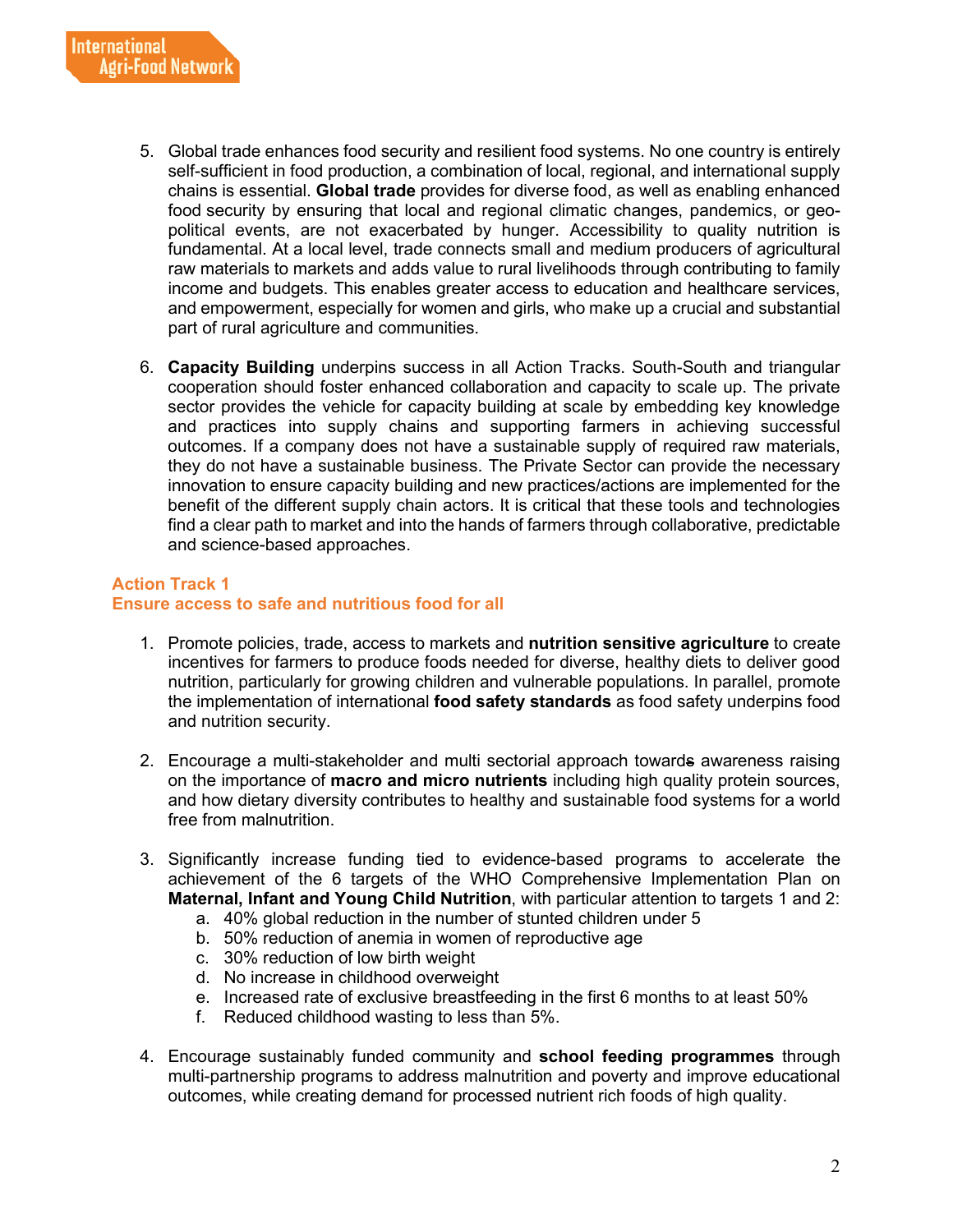5. Global trade enhances food security and resilient food systems. No one country is entirely self-sufficient in food production, a combination of local, regional, and international supply chains is essential. **Global trade** provides for diverse food, as well as enabling enhanced food security by ensuring that local and regional climatic changes, pandemics, or geo-political events, are not exacerbated by hunger. Accessibility to quality nutrition is fundamental. At a local level, trade connects small and medium producers of agricultural raw materials to markets and adds value to rural livelihoods through contributing to family income and budgets. This enables greater access to education and healthcare services, and empowerment, especially for women and girls, who make up a crucial and substantial part of rural agriculture and communities.

6. **Capacity Building** underpins success in all Action Tracks. South-South and triangular cooperation should foster enhanced collaboration and capacity to scale up. The private sector provides the vehicle for capacity building at scale by embedding key knowledge and practices into supply chains and supporting farmers in achieving successful outcomes. If a company does not have a sustainable supply of required raw materials, they do not have a sustainable business. The Private Sector can provide the necessary innovation to ensure capacity building and new practices/actions are implemented for the benefit of the different supply chain actors. It is critical that these tools and technologies find a clear path to market and into the hands of farmers through collaborative, predictable and science-based approaches.

## Action Track 1
## Ensure access to safe and nutritious food for all

1. Promote policies, trade, access to markets and **nutrition sensitive agriculture** to create incentives for farmers to produce foods needed for diverse, healthy diets to deliver good nutrition, particularly for growing children and vulnerable populations. In parallel, promote the implementation of international **food safety standards** as food safety underpins food and nutrition security.

2. Encourage a multi-stakeholder and multi sectorial approach towards awareness raising on the importance of **macro and micro nutrients** including high quality protein sources, and how dietary diversity contributes to healthy and sustainable food systems for a world free from malnutrition.

3. Significantly increase funding tied to evidence-based programs to accelerate the achievement of the 6 targets of the WHO Comprehensive Implementation Plan on **Maternal, Infant and Young Child Nutrition**, with particular attention to targets 1 and 2:
   a. 40% global reduction in the number of stunted children under 5
   b. 50% reduction of anemia in women of reproductive age
   c. 30% reduction of low birth weight
   d. No increase in childhood overweight
   e. Increased rate of exclusive breastfeeding in the first 6 months to at least 50%
   f. Reduced childhood wasting to less than 5%.

4. Encourage sustainably funded community and **school feeding programmes** through multi-partnership programs to address malnutrition and poverty and improve educational outcomes, while creating demand for processed nutrient rich foods of high quality.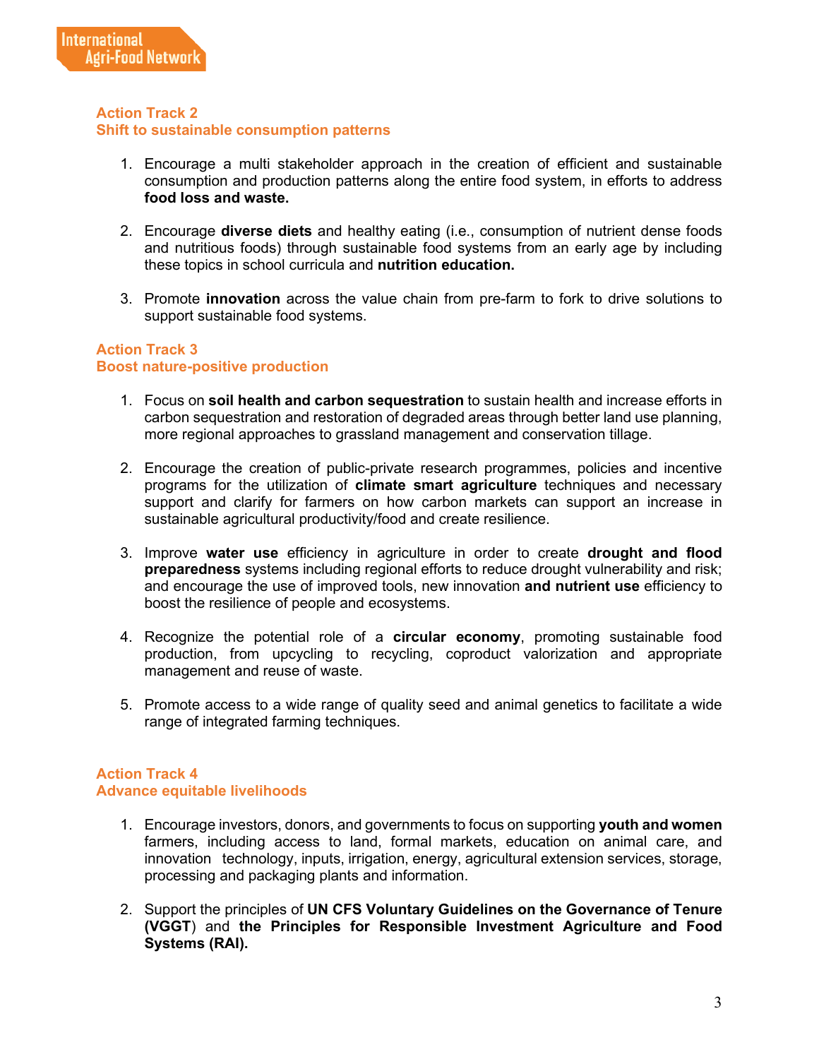### Action Track 2
### Shift to sustainable consumption patterns

1. Encourage a multi stakeholder approach in the creation of efficient and sustainable consumption and production patterns along the entire food system, in efforts to address **food loss and waste.**

2. Encourage **diverse diets** and healthy eating (i.e., consumption of nutrient dense foods and nutritious foods) through sustainable food systems from an early age by including these topics in school curricula and **nutrition education.**

3. Promote **innovation** across the value chain from pre-farm to fork to drive solutions to support sustainable food systems.

### Action Track 3
### Boost nature-positive production

1. Focus on **soil health and carbon sequestration** to sustain health and increase efforts in carbon sequestration and restoration of degraded areas through better land use planning, more regional approaches to grassland management and conservation tillage.

2. Encourage the creation of public-private research programmes, policies and incentive programs for the utilization of **climate smart agriculture** techniques and necessary support and clarify for farmers on how carbon markets can support an increase in sustainable agricultural productivity/food and create resilience.

3. Improve **water use** efficiency in agriculture in order to create **drought and flood preparedness** systems including regional efforts to reduce drought vulnerability and risk; and encourage the use of improved tools, new innovation **and nutrient use** efficiency to boost the resilience of people and ecosystems.

4. Recognize the potential role of a **circular economy**, promoting sustainable food production, from upcycling to recycling, coproduct valorization and appropriate management and reuse of waste.

5. Promote access to a wide range of quality seed and animal genetics to facilitate a wide range of integrated farming techniques.

### Action Track 4
### Advance equitable livelihoods

1. Encourage investors, donors, and governments to focus on supporting **youth and women** farmers, including access to land, formal markets, education on animal care, and innovation technology, inputs, irrigation, energy, agricultural extension services, storage, processing and packaging plants and information.

2. Support the principles of **UN CFS Voluntary Guidelines on the Governance of Tenure (VGGT**) and **the Principles for Responsible Investment Agriculture and Food Systems (RAI).**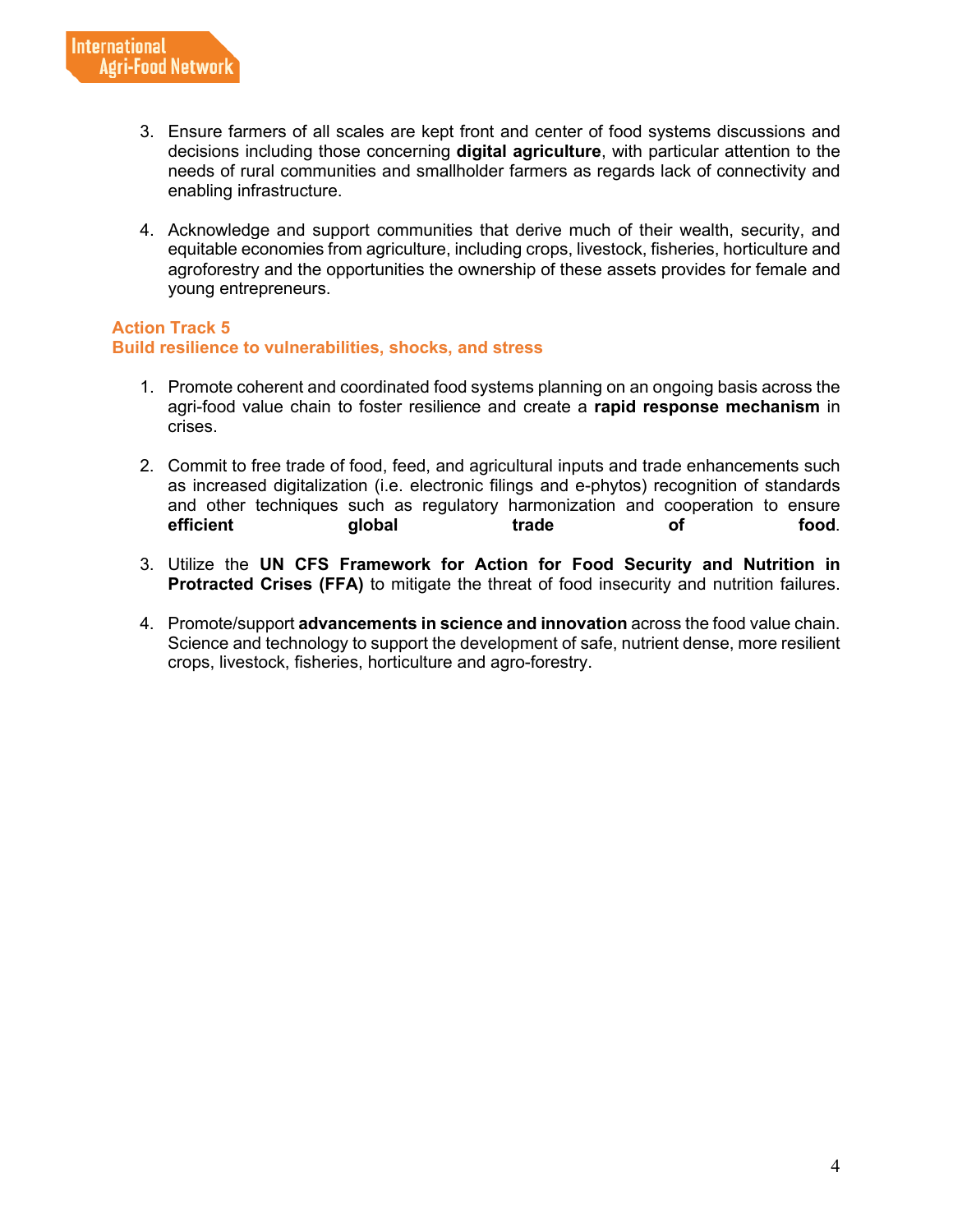3. Ensure farmers of all scales are kept front and center of food systems discussions and decisions including those concerning **digital agriculture**, with particular attention to the needs of rural communities and smallholder farmers as regards lack of connectivity and enabling infrastructure.

4. Acknowledge and support communities that derive much of their wealth, security, and equitable economies from agriculture, including crops, livestock, fisheries, horticulture and agroforestry and the opportunities the ownership of these assets provides for female and young entrepreneurs.

**Action Track 5**
**Build resilience to vulnerabilities, shocks, and stress**

1. Promote coherent and coordinated food systems planning on an ongoing basis across the agri-food value chain to foster resilience and create a **rapid response mechanism** in crises.

2. Commit to free trade of food, feed, and agricultural inputs and trade enhancements such as increased digitalization (i.e. electronic filings and e-phytos) recognition of standards and other techniques such as regulatory harmonization and cooperation to ensure **efficient global trade of food**.

3. Utilize the **UN CFS Framework for Action for Food Security and Nutrition in Protracted Crises (FFA)** to mitigate the threat of food insecurity and nutrition failures.

4. Promote/support **advancements in science and innovation** across the food value chain. Science and technology to support the development of safe, nutrient dense, more resilient crops, livestock, fisheries, horticulture and agro-forestry.